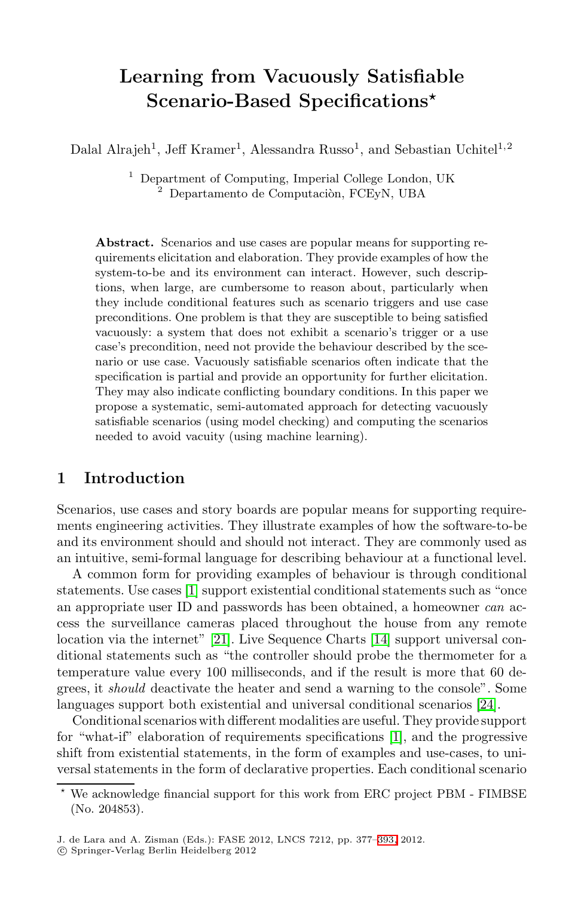# Learning from Vacuously Satisfiable Scenario-Based Specifications*

Dalal Alrajeh[1], Jeff Kramer[1], Alessandra Russo[1], and Sebastian Uchitel[1,2]

[1] Department of Computing, Imperial College London, UK
[2] Departamento de Computaciòn, FCEyN, UBA

**Abstract.** Scenarios and use cases are popular means for supporting requirements elicitation and elaboration. They provide examples of how the system-to-be and its environment can interact. However, such descriptions, when large, are cumbersome to reason about, particularly when they include conditional features such as scenario triggers and use case preconditions. One problem is that they are susceptible to being satisfied vacuously: a system that does not exhibit a scenario's trigger or a use case's precondition, need not provide the behaviour described by the scenario or use case. Vacuously satisfiable scenarios often indicate that the specification is partial and provide an opportunity for further elicitation. They may also indicate conflicting boundary conditions. In this paper we propose a systematic, semi-automated approach for detecting vacuously satisfiable scenarios (using model checking) and computing the scenarios needed to avoid vacuity (using machine learning).

## 1 Introduction

Scenarios, use cases and story boards are popular means for supporting requirements engineering activities. They illustrate examples of how the software-to-be and its environment should and should not interact. They are commonly used as an intuitive, semi-formal language for describing behaviour at a functional level.

A common form for providing examples of behaviour is through conditional statements. Use cases [1] support existential conditional statements such as "once an appropriate user ID and passwords has been obtained, a homeowner *can* access the surveillance cameras placed throughout the house from any remote location via the internet" [21]. Live Sequence Charts [14] support universal conditional statements such as "the controller should probe the thermometer for a temperature value every 100 milliseconds, and if the result is more that 60 degrees, it *should* deactivate the heater and send a warning to the console". Some languages support both existential and universal conditional scenarios [24].

Conditional scenarios with different modalities are useful. They provide support for "what-if" elaboration of requirements specifications [1], and the progressive shift from existential statements, in the form of examples and use-cases, to universal statements in the form of declarative properties. Each conditional scenario

* We acknowledge financial support for this work from ERC project PBM - FIMBSE (No. 204853).

J. de Lara and A. Zisman (Eds.): FASE 2012, LNCS 7212, pp. 377–393, 2012.
© Springer-Verlag Berlin Heidelberg 2012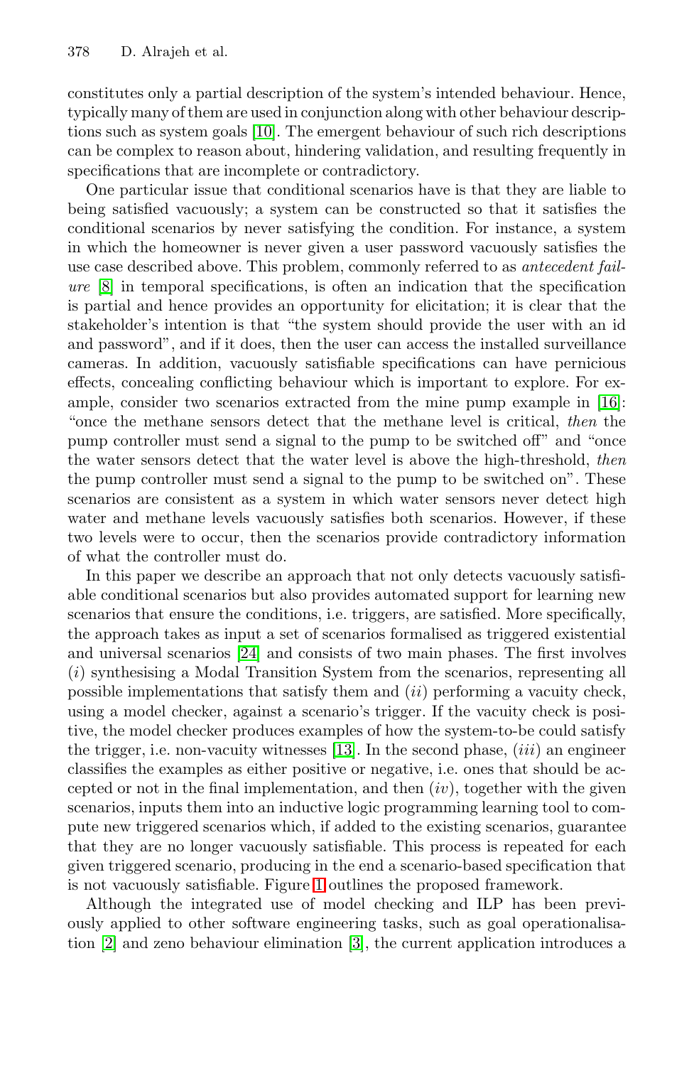constitutes only a partial description of the system's intended behaviour. Hence, typically many of them are used in conjunction along with other behaviour descriptions such as system goals [10]. The emergent behaviour of such rich descriptions can be complex to reason about, hindering validation, and resulting frequently in specifications that are incomplete or contradictory.

One particular issue that conditional scenarios have is that they are liable to being satisfied vacuously; a system can be constructed so that it satisfies the conditional scenarios by never satisfying the condition. For instance, a system in which the homeowner is never given a user password vacuously satisfies the use case described above. This problem, commonly referred to as *antecedent failure* [8] in temporal specifications, is often an indication that the specification is partial and hence provides an opportunity for elicitation; it is clear that the stakeholder's intention is that "the system should provide the user with an id and password", and if it does, then the user can access the installed surveillance cameras. In addition, vacuously satisfiable specifications can have pernicious effects, concealing conflicting behaviour which is important to explore. For example, consider two scenarios extracted from the mine pump example in [16]: "once the methane sensors detect that the methane level is critical, *then* the pump controller must send a signal to the pump to be switched off" and "once the water sensors detect that the water level is above the high-threshold, *then* the pump controller must send a signal to the pump to be switched on". These scenarios are consistent as a system in which water sensors never detect high water and methane levels vacuously satisfies both scenarios. However, if these two levels were to occur, then the scenarios provide contradictory information of what the controller must do.

In this paper we describe an approach that not only detects vacuously satisfiable conditional scenarios but also provides automated support for learning new scenarios that ensure the conditions, i.e. triggers, are satisfied. More specifically, the approach takes as input a set of scenarios formalised as triggered existential and universal scenarios [24] and consists of two main phases. The first involves ($i$) synthesising a Modal Transition System from the scenarios, representing all possible implementations that satisfy them and ($ii$) performing a vacuity check, using a model checker, against a scenario's trigger. If the vacuity check is positive, the model checker produces examples of how the system-to-be could satisfy the trigger, i.e. non-vacuity witnesses [13]. In the second phase, ($iii$) an engineer classifies the examples as either positive or negative, i.e. ones that should be accepted or not in the final implementation, and then ($iv$), together with the given scenarios, inputs them into an inductive logic programming learning tool to compute new triggered scenarios which, if added to the existing scenarios, guarantee that they are no longer vacuously satisfiable. This process is repeated for each given triggered scenario, producing in the end a scenario-based specification that is not vacuously satisfiable. Figure 1 outlines the proposed framework.

Although the integrated use of model checking and ILP has been previously applied to other software engineering tasks, such as goal operationalisation [2] and zeno behaviour elimination [3], the current application introduces a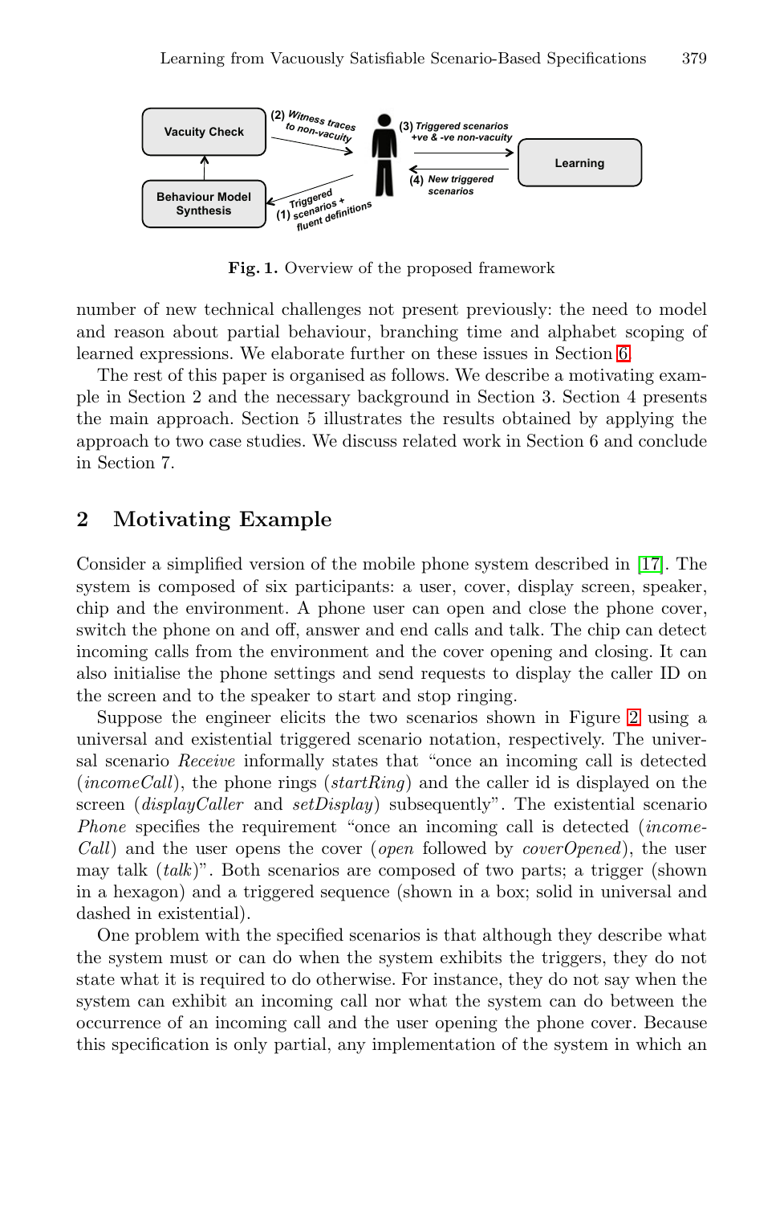Vacuity Check

Behaviour Model Synthesis

(2) Witness traces to non-vacuity

(1) Triggered scenarios + fluent definitions

(3) Triggered scenarios +ve & -ve non-vacuity

(4) New triggered scenarios

Learning

**Fig. 1.** Overview of the proposed framework

number of new technical challenges not present previously: the need to model and reason about partial behaviour, branching time and alphabet scoping of learned expressions. We elaborate further on these issues in Section 6.

The rest of this paper is organised as follows. We describe a motivating example in Section 2 and the necessary background in Section 3. Section 4 presents the main approach. Section 5 illustrates the results obtained by applying the approach to two case studies. We discuss related work in Section 6 and conclude in Section 7.

## 2 Motivating Example

Consider a simplified version of the mobile phone system described in [17]. The system is composed of six participants: a user, cover, display screen, speaker, chip and the environment. A phone user can open and close the phone cover, switch the phone on and off, answer and end calls and talk. The chip can detect incoming calls from the environment and the cover opening and closing. It can also initialise the phone settings and send requests to display the caller ID on the screen and to the speaker to start and stop ringing.

Suppose the engineer elicits the two scenarios shown in Figure 2 using a universal and existential triggered scenario notation, respectively. The universal scenario *Receive* informally states that "once an incoming call is detected (*incomeCall*), the phone rings (*startRing*) and the caller id is displayed on the screen (*displayCaller* and *setDisplay*) subsequently". The existential scenario *Phone* specifies the requirement "once an incoming call is detected (*incomeCall*) and the user opens the cover (*open* followed by *coverOpened*), the user may talk (*talk*)". Both scenarios are composed of two parts; a trigger (shown in a hexagon) and a triggered sequence (shown in a box; solid in universal and dashed in existential).

One problem with the specified scenarios is that although they describe what the system must or can do when the system exhibits the triggers, they do not state what it is required to do otherwise. For instance, they do not say when the system can exhibit an incoming call nor what the system can do between the occurrence of an incoming call and the user opening the phone cover. Because this specification is only partial, any implementation of the system in which an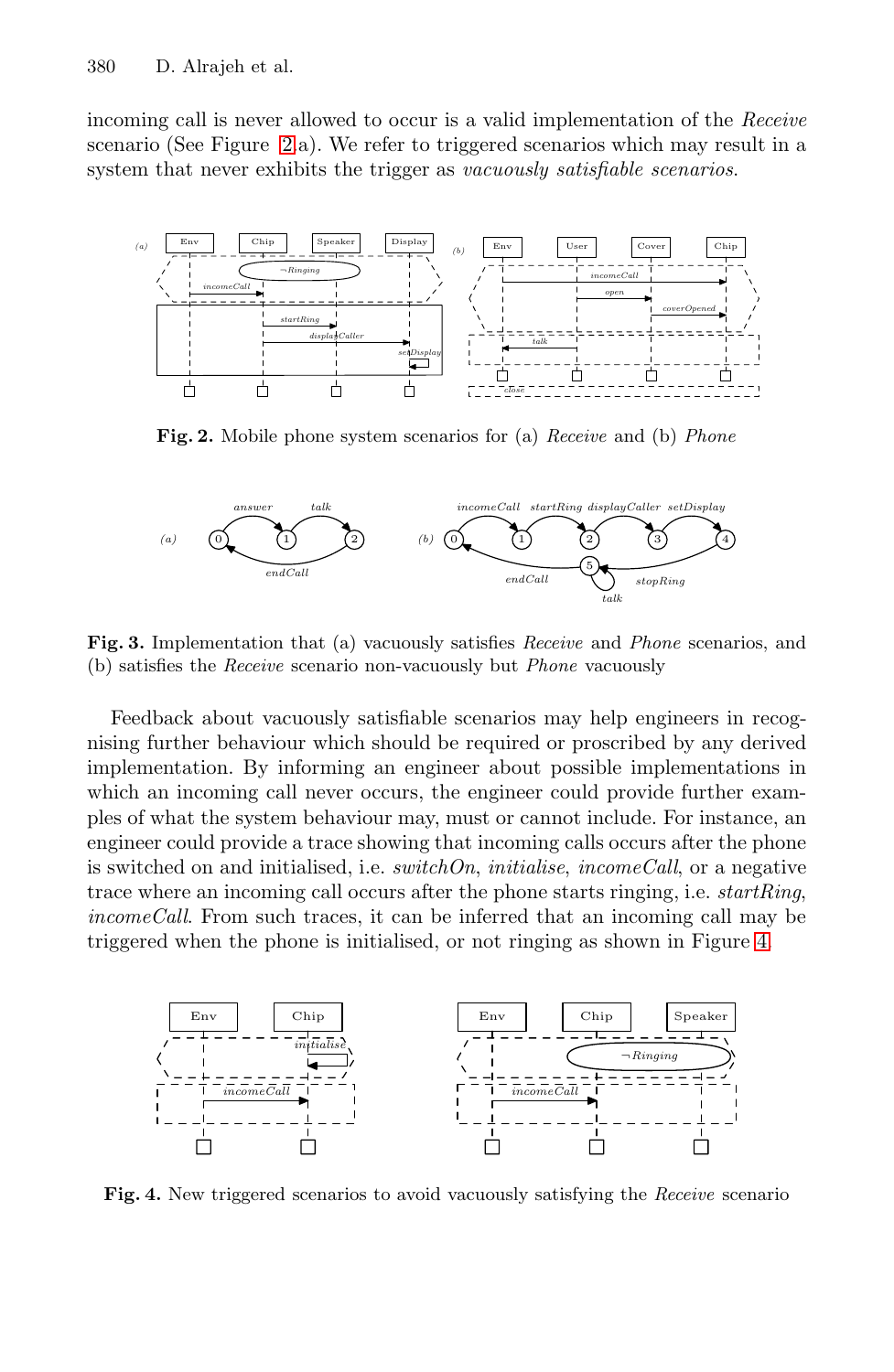incoming call is never allowed to occur is a valid implementation of the *Receive* scenario (See Figure 2a). We refer to triggered scenarios which may result in a system that never exhibits the trigger as *vacuously satisfiable scenarios*.

**Fig. 2.** Mobile phone system scenarios for (a) *Receive* and (b) *Phone*

**Fig. 3.** Implementation that (a) vacuously satisfies *Receive* and *Phone* scenarios, and (b) satisfies the *Receive* scenario non-vacuously but *Phone* vacuously

Feedback about vacuously satisfiable scenarios may help engineers in recognising further behaviour which should be required or proscribed by any derived implementation. By informing an engineer about possible implementations in which an incoming call never occurs, the engineer could provide further examples of what the system behaviour may, must or cannot include. For instance, an engineer could provide a trace showing that incoming calls occurs after the phone is switched on and initialised, i.e. *switchOn*, *initialise*, *incomeCall*, or a negative trace where an incoming call occurs after the phone starts ringing, i.e. *startRing*, *incomeCall*. From such traces, it can be inferred that an incoming call may be triggered when the phone is initialised, or not ringing as shown in Figure 4.

**Fig. 4.** New triggered scenarios to avoid vacuously satisfying the *Receive* scenario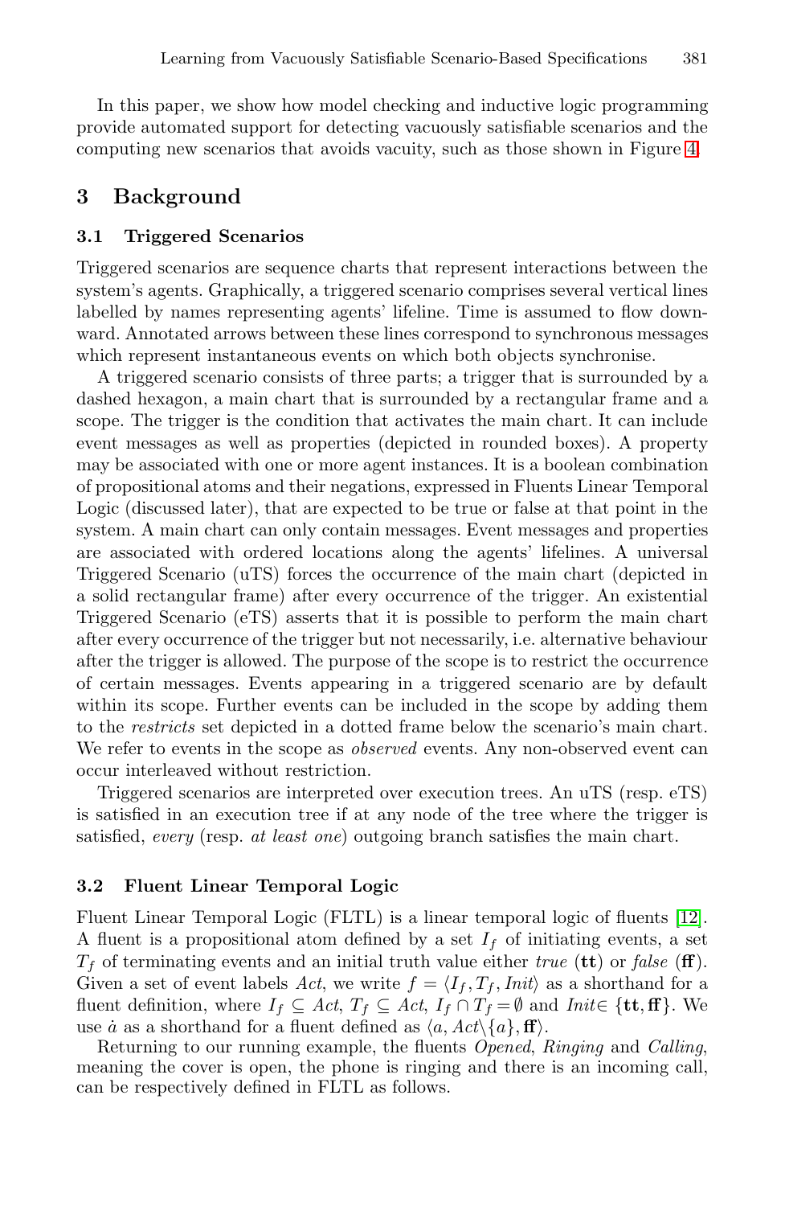In this paper, we show how model checking and inductive logic programming provide automated support for detecting vacuously satisfiable scenarios and the computing new scenarios that avoids vacuity, such as those shown in Figure 4.

## 3 Background

### 3.1 Triggered Scenarios

Triggered scenarios are sequence charts that represent interactions between the system's agents. Graphically, a triggered scenario comprises several vertical lines labelled by names representing agents' lifeline. Time is assumed to flow downward. Annotated arrows between these lines correspond to synchronous messages which represent instantaneous events on which both objects synchronise.

A triggered scenario consists of three parts; a trigger that is surrounded by a dashed hexagon, a main chart that is surrounded by a rectangular frame and a scope. The trigger is the condition that activates the main chart. It can include event messages as well as properties (depicted in rounded boxes). A property may be associated with one or more agent instances. It is a boolean combination of propositional atoms and their negations, expressed in Fluents Linear Temporal Logic (discussed later), that are expected to be true or false at that point in the system. A main chart can only contain messages. Event messages and properties are associated with ordered locations along the agents' lifelines. A universal Triggered Scenario (uTS) forces the occurrence of the main chart (depicted in a solid rectangular frame) after every occurrence of the trigger. An existential Triggered Scenario (eTS) asserts that it is possible to perform the main chart after every occurrence of the trigger but not necessarily, i.e. alternative behaviour after the trigger is allowed. The purpose of the scope is to restrict the occurrence of certain messages. Events appearing in a triggered scenario are by default within its scope. Further events can be included in the scope by adding them to the *restricts* set depicted in a dotted frame below the scenario's main chart. We refer to events in the scope as *observed* events. Any non-observed event can occur interleaved without restriction.

Triggered scenarios are interpreted over execution trees. An uTS (resp. eTS) is satisfied in an execution tree if at any node of the tree where the trigger is satisfied, *every* (resp. *at least one*) outgoing branch satisfies the main chart.

### 3.2 Fluent Linear Temporal Logic

Fluent Linear Temporal Logic (FLTL) is a linear temporal logic of fluents [12]. A fluent is a propositional atom defined by a set $I_f$ of initiating events, a set $T_f$ of terminating events and an initial truth value either *true* ($\mathbf{tt}$) or *false* ($\mathbf{ff}$). Given a set of event labels *Act*, we write $f = \langle I_f, T_f, Init\rangle$ as a shorthand for a fluent definition, where $I_f \subseteq Act$, $T_f \subseteq Act$, $I_f \cap T_f = \emptyset$ and $Init \in \{\mathbf{tt}, \mathbf{ff}\}$. We use $\dot{a}$ as a shorthand for a fluent defined as $\langle a, Act \backslash \{a\}, \mathbf{ff}\rangle$.

Returning to our running example, the fluents *Opened*, *Ringing* and *Calling*, meaning the cover is open, the phone is ringing and there is an incoming call, can be respectively defined in FLTL as follows.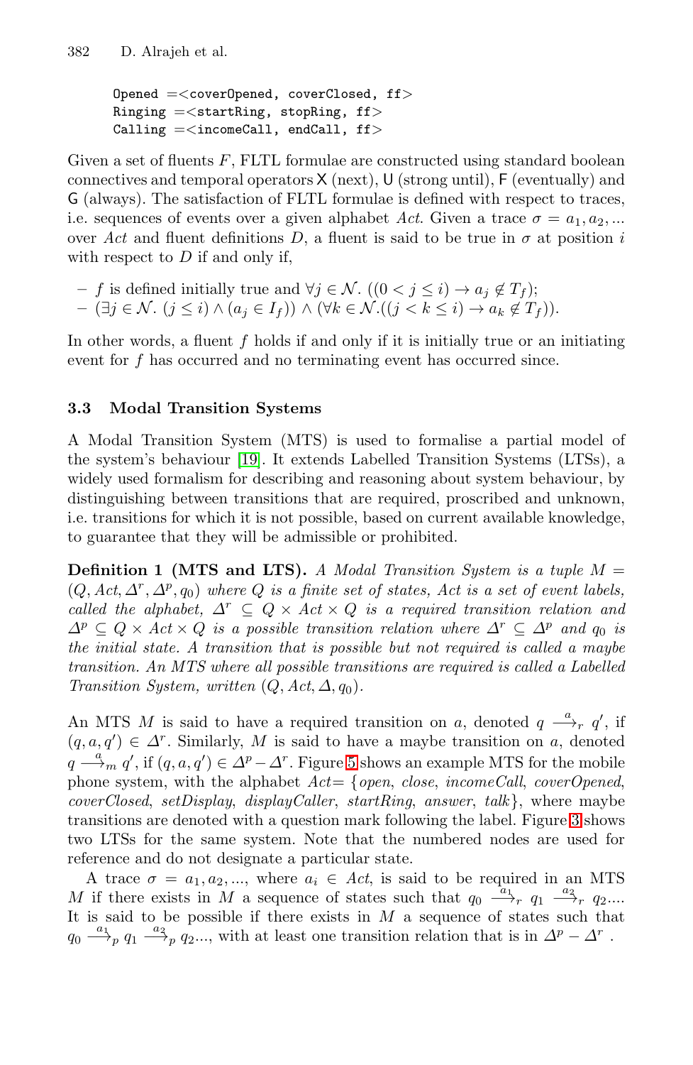```
Opened =<coverOpened, coverClosed, ff>
Ringing =<startRing, stopRing, ff>
Calling =<incomeCall, endCall, ff>
```

Given a set of fluents $F$, FLTL formulae are constructed using standard boolean connectives and temporal operators $\mathsf{X}$ (next), $\mathsf{U}$ (strong until), $\mathsf{F}$ (eventually) and $\mathsf{G}$ (always). The satisfaction of FLTL formulae is defined with respect to traces, i.e. sequences of events over a given alphabet *Act*. Given a trace $\sigma = a_1, a_2, ...$ over *Act* and fluent definitions $D$, a fluent is said to be true in $\sigma$ at position $i$ with respect to $D$ if and only if,

- $f$ is defined initially true and $\forall j \in \mathcal{N}.\ ((0 < j \leq i) \rightarrow a_j \notin T_f)$;
- $(\exists j \in \mathcal{N}.\ (j \leq i) \wedge (a_j \in I_f)) \wedge (\forall k \in \mathcal{N}.((j < k \leq i) \rightarrow a_k \notin T_f))$.

In other words, a fluent $f$ holds if and only if it is initially true or an initiating event for $f$ has occurred and no terminating event has occurred since.

### 3.3 Modal Transition Systems

A Modal Transition System (MTS) is used to formalise a partial model of the system's behaviour [19]. It extends Labelled Transition Systems (LTSs), a widely used formalism for describing and reasoning about system behaviour, by distinguishing between transitions that are required, proscribed and unknown, i.e. transitions for which it is not possible, based on current available knowledge, to guarantee that they will be admissible or prohibited.

**Definition 1 (MTS and LTS).** *A Modal Transition System is a tuple $M = (Q, Act, \Delta^r, \Delta^p, q_0)$ where $Q$ is a finite set of states, Act is a set of event labels, called the alphabet, $\Delta^r \subseteq Q \times Act \times Q$ is a required transition relation and $\Delta^p \subseteq Q \times Act \times Q$ is a possible transition relation where $\Delta^r \subseteq \Delta^p$ and $q_0$ is the initial state. A transition that is possible but not required is called a maybe transition. An MTS where all possible transitions are required is called a Labelled Transition System, written $(Q, Act, \Delta, q_0)$.*

An MTS $M$ is said to have a required transition on $a$, denoted $q \xrightarrow{a}_r q'$, if $(q, a, q') \in \Delta^r$. Similarly, $M$ is said to have a maybe transition on $a$, denoted $q \xrightarrow{a}_m q'$, if $(q, a, q') \in \Delta^p - \Delta^r$. Figure 5 shows an example MTS for the mobile phone system, with the alphabet *Act*= {*open*, *close*, *incomeCall*, *coverOpened*, *coverClosed*, *setDisplay*, *displayCaller*, *startRing*, *answer*, *talk*}, where maybe transitions are denoted with a question mark following the label. Figure 3 shows two LTSs for the same system. Note that the numbered nodes are used for reference and do not designate a particular state.

A trace $\sigma = a_1, a_2, ...$, where $a_i \in Act$, is said to be required in an MTS $M$ if there exists in $M$ a sequence of states such that $q_0 \xrightarrow{a_1}_r q_1 \xrightarrow{a_2}_r q_2 ....$ It is said to be possible if there exists in $M$ a sequence of states such that $q_0 \xrightarrow{a_1}_p q_1 \xrightarrow{a_2}_p q_2 ...$, with at least one transition relation that is in $\Delta^p - \Delta^r$ .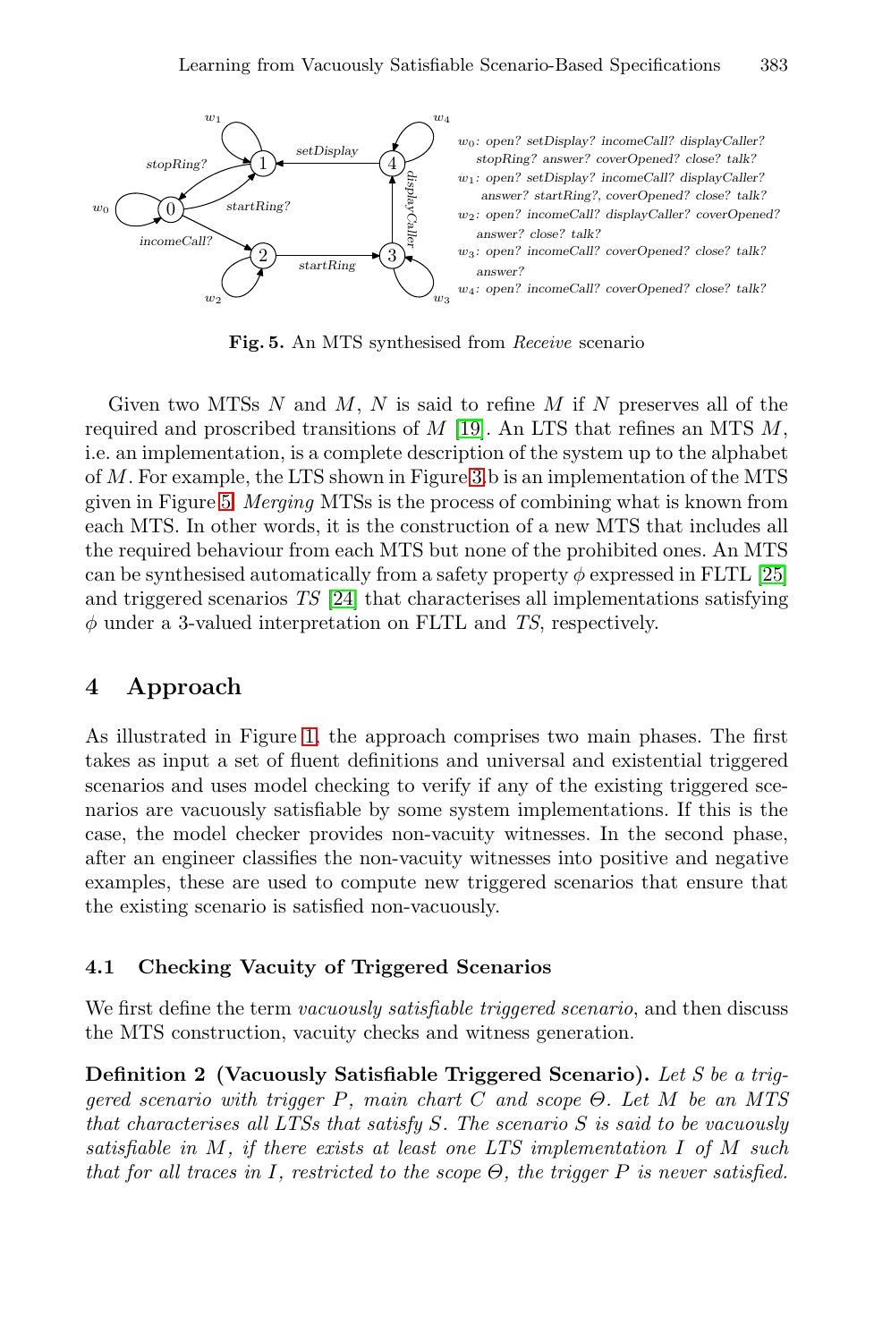$w_0$: *open? setDisplay? incomeCall? displayCaller? stopRing? answer? coverOpened? close? talk?*
$w_1$: *open? setDisplay? incomeCall? displayCaller? answer? startRing?, coverOpened? close? talk?*
$w_2$: *open? incomeCall? displayCaller? coverOpened? answer? close? talk?*
$w_3$: *open? incomeCall? coverOpened? close? talk? answer?*
$w_4$: *open? incomeCall? coverOpened? close? talk?*

**Fig. 5.** An MTS synthesised from *Receive* scenario

Given two MTSs $N$ and $M$, $N$ is said to refine $M$ if $N$ preserves all of the required and proscribed transitions of $M$ [19]. An LTS that refines an MTS $M$, i.e. an implementation, is a complete description of the system up to the alphabet of $M$. For example, the LTS shown in Figure 3.b is an implementation of the MTS given in Figure 5. *Merging* MTSs is the process of combining what is known from each MTS. In other words, it is the construction of a new MTS that includes all the required behaviour from each MTS but none of the prohibited ones. An MTS can be synthesised automatically from a safety property $\phi$ expressed in FLTL [25] and triggered scenarios $TS$ [24] that characterises all implementations satisfying $\phi$ under a 3-valued interpretation on FLTL and $TS$, respectively.

## 4 Approach

As illustrated in Figure 1, the approach comprises two main phases. The first takes as input a set of fluent definitions and universal and existential triggered scenarios and uses model checking to verify if any of the existing triggered scenarios are vacuously satisfiable by some system implementations. If this is the case, the model checker provides non-vacuity witnesses. In the second phase, after an engineer classifies the non-vacuity witnesses into positive and negative examples, these are used to compute new triggered scenarios that ensure that the existing scenario is satisfied non-vacuously.

### 4.1 Checking Vacuity of Triggered Scenarios

We first define the term *vacuously satisfiable triggered scenario*, and then discuss the MTS construction, vacuity checks and witness generation.

**Definition 2 (Vacuously Satisfiable Triggered Scenario).** *Let $S$ be a triggered scenario with trigger $P$, main chart $C$ and scope $\Theta$. Let $M$ be an MTS that characterises all LTSs that satisfy $S$. The scenario $S$ is said to be vacuously satisfiable in $M$, if there exists at least one LTS implementation $I$ of $M$ such that for all traces in $I$, restricted to the scope $\Theta$, the trigger $P$ is never satisfied.*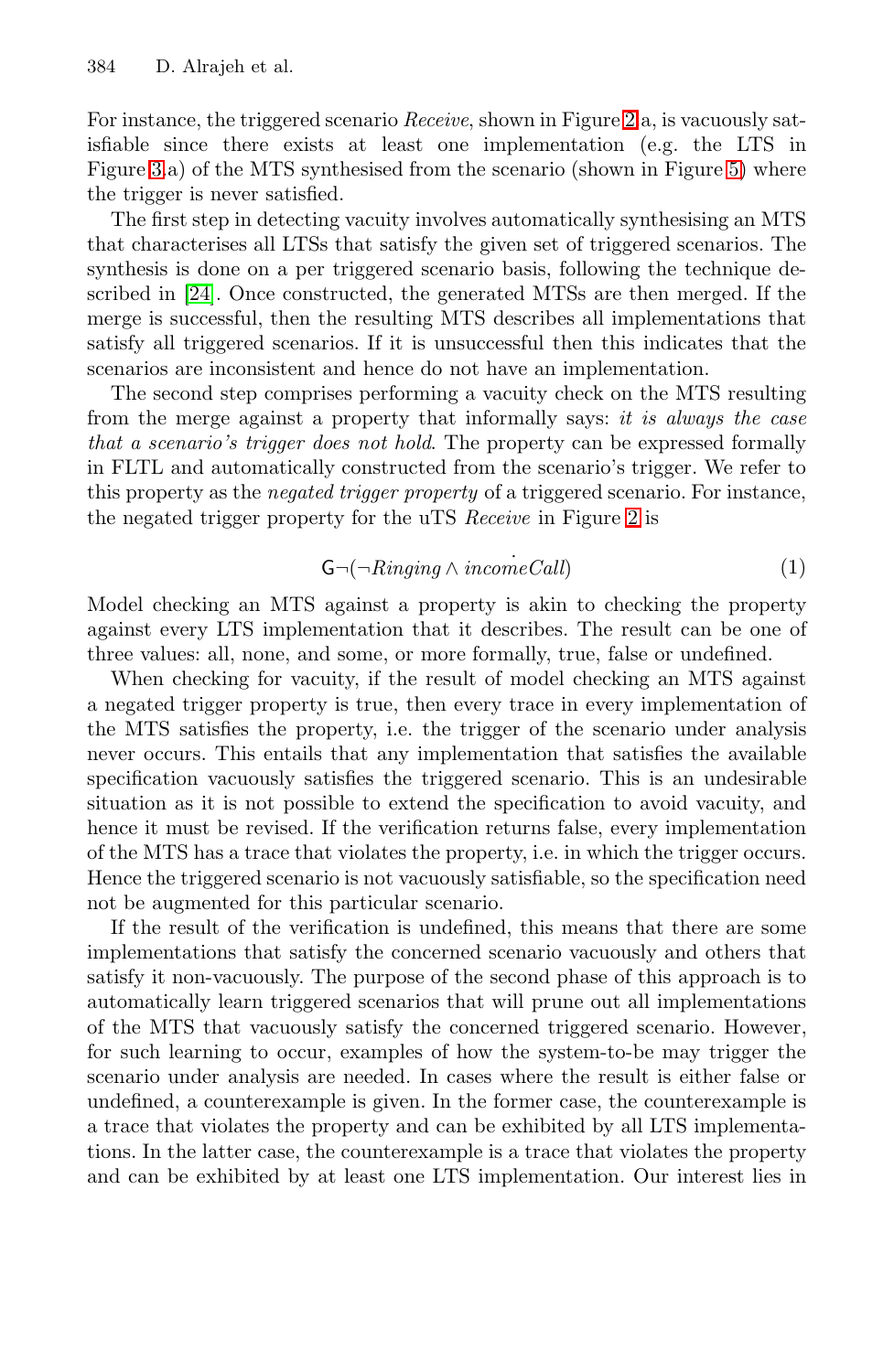For instance, the triggered scenario *Receive*, shown in Figure 2a, is vacuously satisfiable since there exists at least one implementation (e.g. the LTS in Figure 3a) of the MTS synthesised from the scenario (shown in Figure 5) where the trigger is never satisfied.

The first step in detecting vacuity involves automatically synthesising an MTS that characterises all LTSs that satisfy the given set of triggered scenarios. The synthesis is done on a per triggered scenario basis, following the technique described in [24]. Once constructed, the generated MTSs are then merged. If the merge is successful, then the resulting MTS describes all implementations that satisfy all triggered scenarios. If it is unsuccessful then this indicates that the scenarios are inconsistent and hence do not have an implementation.

The second step comprises performing a vacuity check on the MTS resulting from the merge against a property that informally says: *it is always the case that a scenario's trigger does not hold*. The property can be expressed formally in FLTL and automatically constructed from the scenario's trigger. We refer to this property as the *negated trigger property* of a triggered scenario. For instance, the negated trigger property for the uTS *Receive* in Figure 2 is

$$\mathsf{G}\neg(\neg Ringing \wedge \dot{incomeCall}) \tag{1}$$

Model checking an MTS against a property is akin to checking the property against every LTS implementation that it describes. The result can be one of three values: all, none, and some, or more formally, true, false or undefined.

When checking for vacuity, if the result of model checking an MTS against a negated trigger property is true, then every trace in every implementation of the MTS satisfies the property, i.e. the trigger of the scenario under analysis never occurs. This entails that any implementation that satisfies the available specification vacuously satisfies the triggered scenario. This is an undesirable situation as it is not possible to extend the specification to avoid vacuity, and hence it must be revised. If the verification returns false, every implementation of the MTS has a trace that violates the property, i.e. in which the trigger occurs. Hence the triggered scenario is not vacuously satisfiable, so the specification need not be augmented for this particular scenario.

If the result of the verification is undefined, this means that there are some implementations that satisfy the concerned scenario vacuously and others that satisfy it non-vacuously. The purpose of the second phase of this approach is to automatically learn triggered scenarios that will prune out all implementations of the MTS that vacuously satisfy the concerned triggered scenario. However, for such learning to occur, examples of how the system-to-be may trigger the scenario under analysis are needed. In cases where the result is either false or undefined, a counterexample is given. In the former case, the counterexample is a trace that violates the property and can be exhibited by all LTS implementations. In the latter case, the counterexample is a trace that violates the property and can be exhibited by at least one LTS implementation. Our interest lies in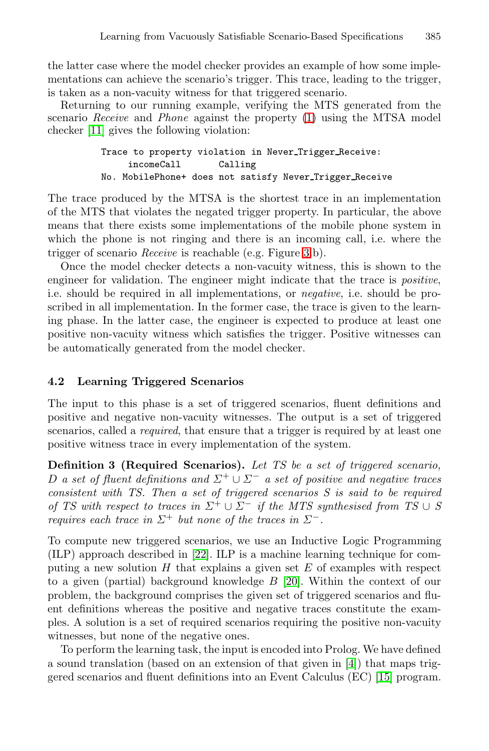the latter case where the model checker provides an example of how some implementations can achieve the scenario's trigger. This trace, leading to the trigger, is taken as a non-vacuity witness for that triggered scenario.

Returning to our running example, verifying the MTS generated from the scenario *Receive* and *Phone* against the property (1) using the MTSA model checker [11] gives the following violation:

```
Trace to property violation in Never_Trigger_Receive:
     incomeCall       Calling
No. MobilePhone+ does not satisfy Never_Trigger_Receive
```

The trace produced by the MTSA is the shortest trace in an implementation of the MTS that violates the negated trigger property. In particular, the above means that there exists some implementations of the mobile phone system in which the phone is not ringing and there is an incoming call, i.e. where the trigger of scenario *Receive* is reachable (e.g. Figure 3 b).

Once the model checker detects a non-vacuity witness, this is shown to the engineer for validation. The engineer might indicate that the trace is *positive*, i.e. should be required in all implementations, or *negative*, i.e. should be proscribed in all implementation. In the former case, the trace is given to the learning phase. In the latter case, the engineer is expected to produce at least one positive non-vacuity witness which satisfies the trigger. Positive witnesses can be automatically generated from the model checker.

### 4.2 Learning Triggered Scenarios

The input to this phase is a set of triggered scenarios, fluent definitions and positive and negative non-vacuity witnesses. The output is a set of triggered scenarios, called a *required*, that ensure that a trigger is required by at least one positive witness trace in every implementation of the system.

**Definition 3 (Required Scenarios).** *Let TS be a set of triggered scenario, D a set of fluent definitions and $\Sigma^+ \cup \Sigma^-$ a set of positive and negative traces consistent with TS. Then a set of triggered scenarios S is said to be required of TS with respect to traces in $\Sigma^+ \cup \Sigma^-$ if the MTS synthesised from $TS \cup S$ requires each trace in $\Sigma^+$ but none of the traces in $\Sigma^-$.*

To compute new triggered scenarios, we use an Inductive Logic Programming (ILP) approach described in [22]. ILP is a machine learning technique for computing a new solution $H$ that explains a given set $E$ of examples with respect to a given (partial) background knowledge $B$ [20]. Within the context of our problem, the background comprises the given set of triggered scenarios and fluent definitions whereas the positive and negative traces constitute the examples. A solution is a set of required scenarios requiring the positive non-vacuity witnesses, but none of the negative ones.

To perform the learning task, the input is encoded into Prolog. We have defined a sound translation (based on an extension of that given in [4]) that maps triggered scenarios and fluent definitions into an Event Calculus (EC) [15] program.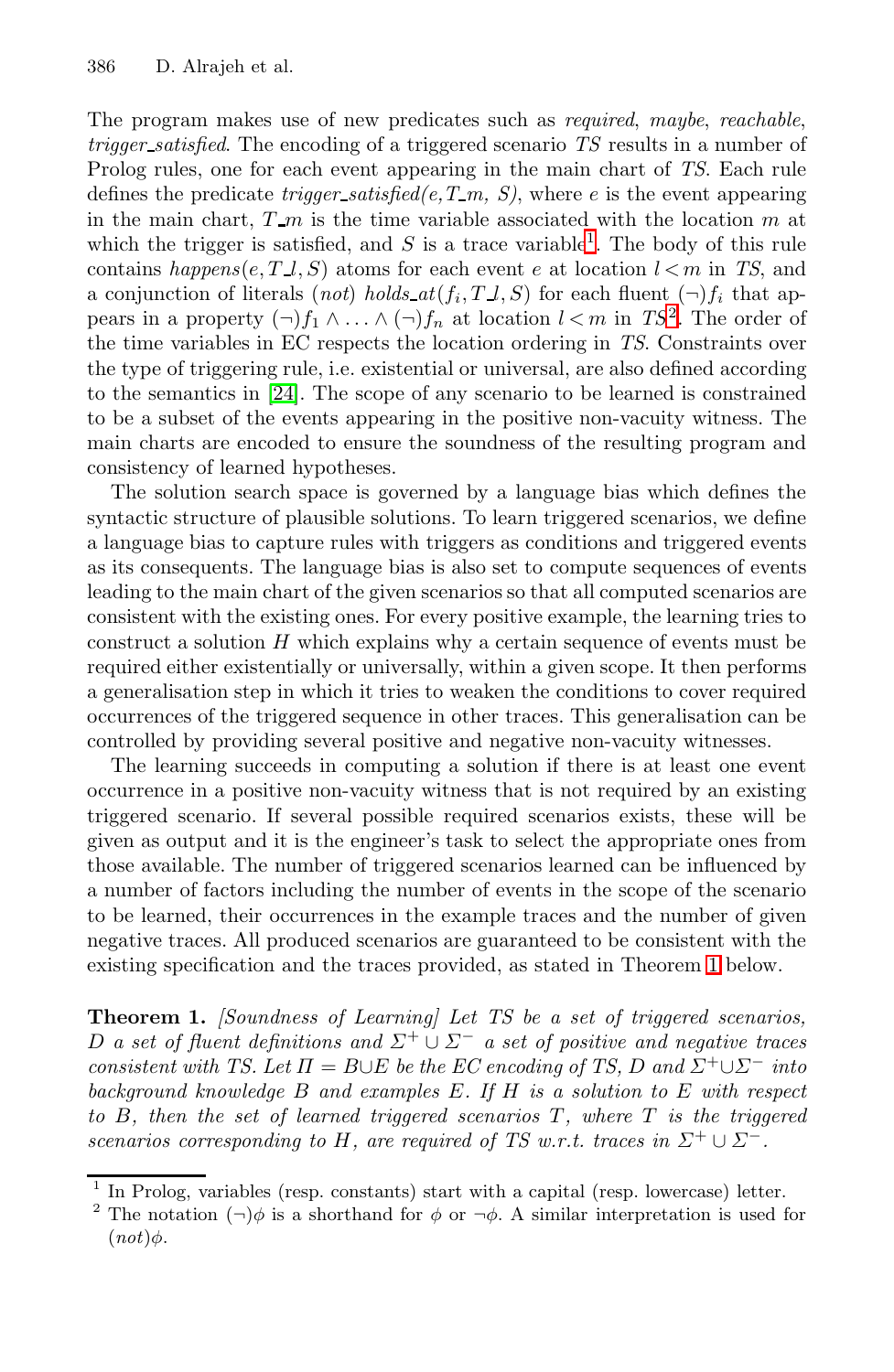The program makes use of new predicates such as *required*, *maybe*, *reachable*, *trigger_satisfied*. The encoding of a triggered scenario *TS* results in a number of Prolog rules, one for each event appearing in the main chart of *TS*. Each rule defines the predicate *trigger_satisfied(e, T_m, S)*, where $e$ is the event appearing in the main chart, $T\_m$ is the time variable associated with the location $m$ at which the trigger is satisfied, and $S$ is a trace variable[1]. The body of this rule contains $happens(e, T\_l, S)$ atoms for each event $e$ at location $l < m$ in *TS*, and a conjunction of literals $(not)$ $holds\_at(f_i, T\_l, S)$ for each fluent $(\neg)f_i$ that appears in a property $(\neg)f_1 \wedge \ldots \wedge (\neg)f_n$ at location $l < m$ in *TS*[2]. The order of the time variables in EC respects the location ordering in *TS*. Constraints over the type of triggering rule, i.e. existential or universal, are also defined according to the semantics in [24]. The scope of any scenario to be learned is constrained to be a subset of the events appearing in the positive non-vacuity witness. The main charts are encoded to ensure the soundness of the resulting program and consistency of learned hypotheses.

The solution search space is governed by a language bias which defines the syntactic structure of plausible solutions. To learn triggered scenarios, we define a language bias to capture rules with triggers as conditions and triggered events as its consequents. The language bias is also set to compute sequences of events leading to the main chart of the given scenarios so that all computed scenarios are consistent with the existing ones. For every positive example, the learning tries to construct a solution $H$ which explains why a certain sequence of events must be required either existentially or universally, within a given scope. It then performs a generalisation step in which it tries to weaken the conditions to cover required occurrences of the triggered sequence in other traces. This generalisation can be controlled by providing several positive and negative non-vacuity witnesses.

The learning succeeds in computing a solution if there is at least one event occurrence in a positive non-vacuity witness that is not required by an existing triggered scenario. If several possible required scenarios exists, these will be given as output and it is the engineer's task to select the appropriate ones from those available. The number of triggered scenarios learned can be influenced by a number of factors including the number of events in the scope of the scenario to be learned, their occurrences in the example traces and the number of given negative traces. All produced scenarios are guaranteed to be consistent with the existing specification and the traces provided, as stated in Theorem 1 below.

**Theorem 1.** *[Soundness of Learning] Let TS be a set of triggered scenarios, D a set of fluent definitions and* $\Sigma^+ \cup \Sigma^-$ *a set of positive and negative traces consistent with TS. Let* $\Pi = B \cup E$ *be the EC encoding of TS, D and* $\Sigma^+ \cup \Sigma^-$ *into background knowledge B and examples E. If H is a solution to E with respect to B, then the set of learned triggered scenarios T, where T is the triggered scenarios corresponding to H, are required of TS w.r.t. traces in* $\Sigma^+ \cup \Sigma^-$.

[1] In Prolog, variables (resp. constants) start with a capital (resp. lowercase) letter.

[2] The notation $(\neg)\phi$ is a shorthand for $\phi$ or $\neg\phi$. A similar interpretation is used for $(not)\phi$.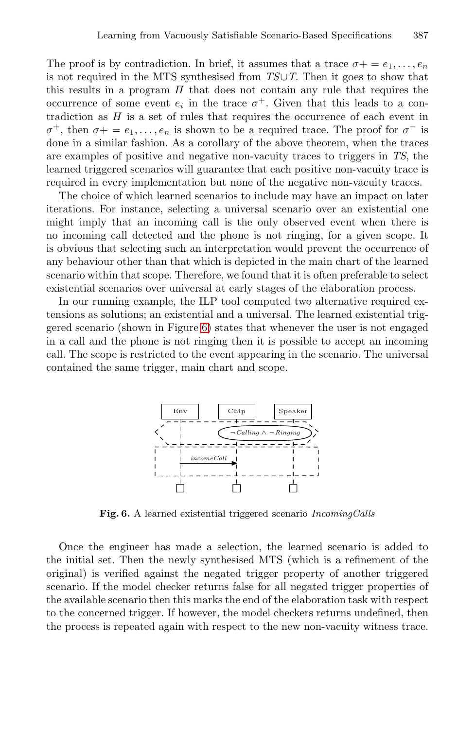The proof is by contradiction. In brief, it assumes that a trace $\sigma+ = e_1, \ldots, e_n$ is not required in the MTS synthesised from $TS \cup T$. Then it goes to show that this results in a program $\Pi$ that does not contain any rule that requires the occurrence of some event $e_i$ in the trace $\sigma^+$. Given that this leads to a contradiction as $H$ is a set of rules that requires the occurrence of each event in $\sigma^+$, then $\sigma+ = e_1, \ldots, e_n$ is shown to be a required trace. The proof for $\sigma^-$ is done in a similar fashion. As a corollary of the above theorem, when the traces are examples of positive and negative non-vacuity traces to triggers in *TS*, the learned triggered scenarios will guarantee that each positive non-vacuity trace is required in every implementation but none of the negative non-vacuity traces.

The choice of which learned scenarios to include may have an impact on later iterations. For instance, selecting a universal scenario over an existential one might imply that an incoming call is the only observed event when there is no incoming call detected and the phone is not ringing, for a given scope. It is obvious that selecting such an interpretation would prevent the occurrence of any behaviour other than that which is depicted in the main chart of the learned scenario within that scope. Therefore, we found that it is often preferable to select existential scenarios over universal at early stages of the elaboration process.

In our running example, the ILP tool computed two alternative required extensions as solutions; an existential and a universal. The learned existential triggered scenario (shown in Figure 6) states that whenever the user is not engaged in a call and the phone is not ringing then it is possible to accept an incoming call. The scope is restricted to the event appearing in the scenario. The universal contained the same trigger, main chart and scope.

Env
Chip
Speaker
$\neg Calling \wedge \neg Ringing$
incomeCall

**Fig. 6.** A learned existential triggered scenario *IncomingCalls*

Once the engineer has made a selection, the learned scenario is added to the initial set. Then the newly synthesised MTS (which is a refinement of the original) is verified against the negated trigger property of another triggered scenario. If the model checker returns false for all negated trigger properties of the available scenario then this marks the end of the elaboration task with respect to the concerned trigger. If however, the model checkers returns undefined, then the process is repeated again with respect to the new non-vacuity witness trace.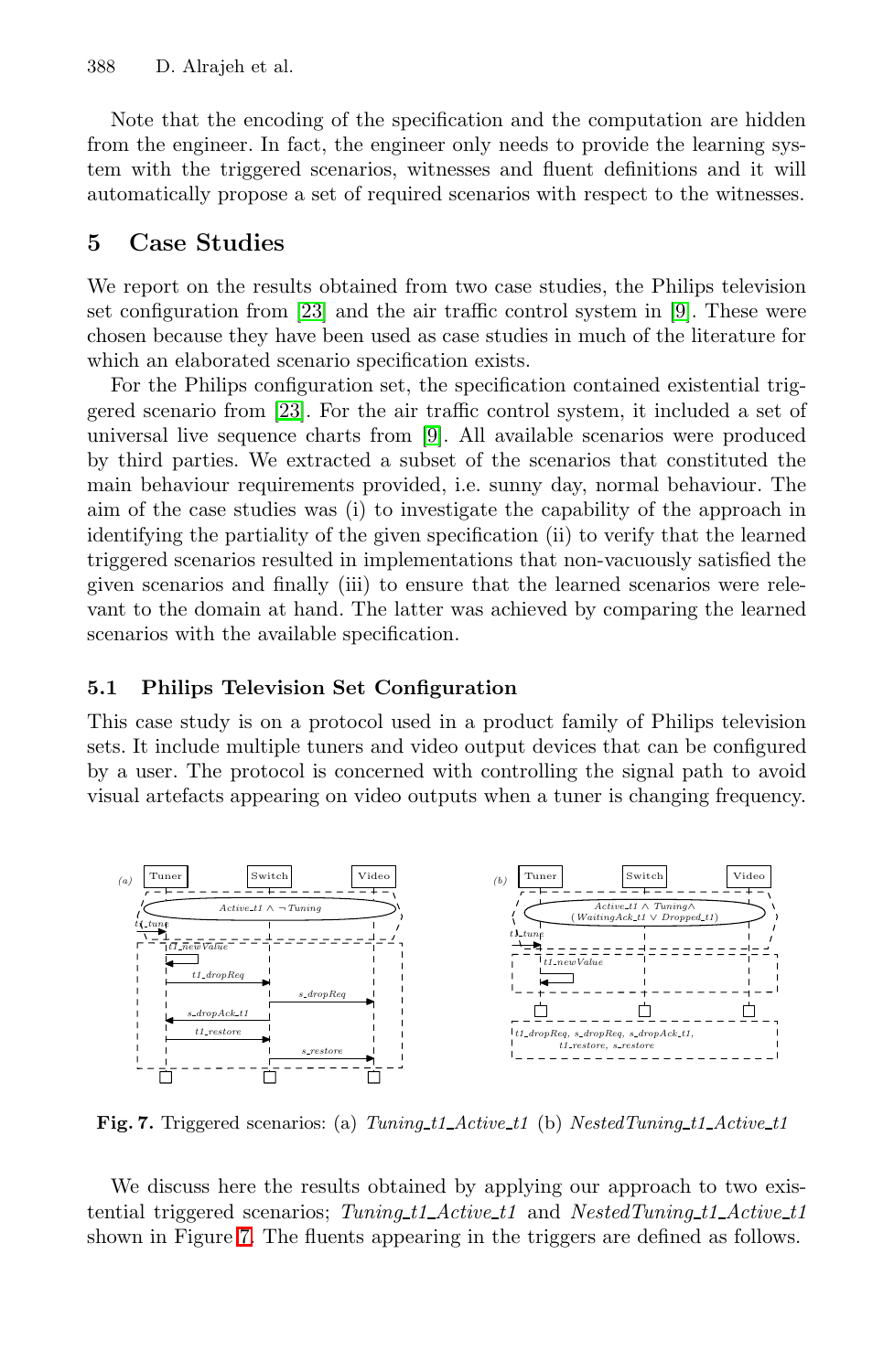Note that the encoding of the specification and the computation are hidden from the engineer. In fact, the engineer only needs to provide the learning system with the triggered scenarios, witnesses and fluent definitions and it will automatically propose a set of required scenarios with respect to the witnesses.

## 5 Case Studies

We report on the results obtained from two case studies, the Philips television set configuration from [23] and the air traffic control system in [9]. These were chosen because they have been used as case studies in much of the literature for which an elaborated scenario specification exists.

For the Philips configuration set, the specification contained existential triggered scenario from [23]. For the air traffic control system, it included a set of universal live sequence charts from [9]. All available scenarios were produced by third parties. We extracted a subset of the scenarios that constituted the main behaviour requirements provided, i.e. sunny day, normal behaviour. The aim of the case studies was (i) to investigate the capability of the approach in identifying the partiality of the given specification (ii) to verify that the learned triggered scenarios resulted in implementations that non-vacuously satisfied the given scenarios and finally (iii) to ensure that the learned scenarios were relevant to the domain at hand. The latter was achieved by comparing the learned scenarios with the available specification.

### 5.1 Philips Television Set Configuration

This case study is on a protocol used in a product family of Philips television sets. It include multiple tuners and video output devices that can be configured by a user. The protocol is concerned with controlling the signal path to avoid visual artefacts appearing on video outputs when a tuner is changing frequency.

**Fig. 7.** Triggered scenarios: (a) *Tuning_t1_Active_t1* (b) *NestedTuning_t1_Active_t1*

We discuss here the results obtained by applying our approach to two existential triggered scenarios; *Tuning_t1_Active_t1* and *NestedTuning_t1_Active_t1* shown in Figure 7. The fluents appearing in the triggers are defined as follows.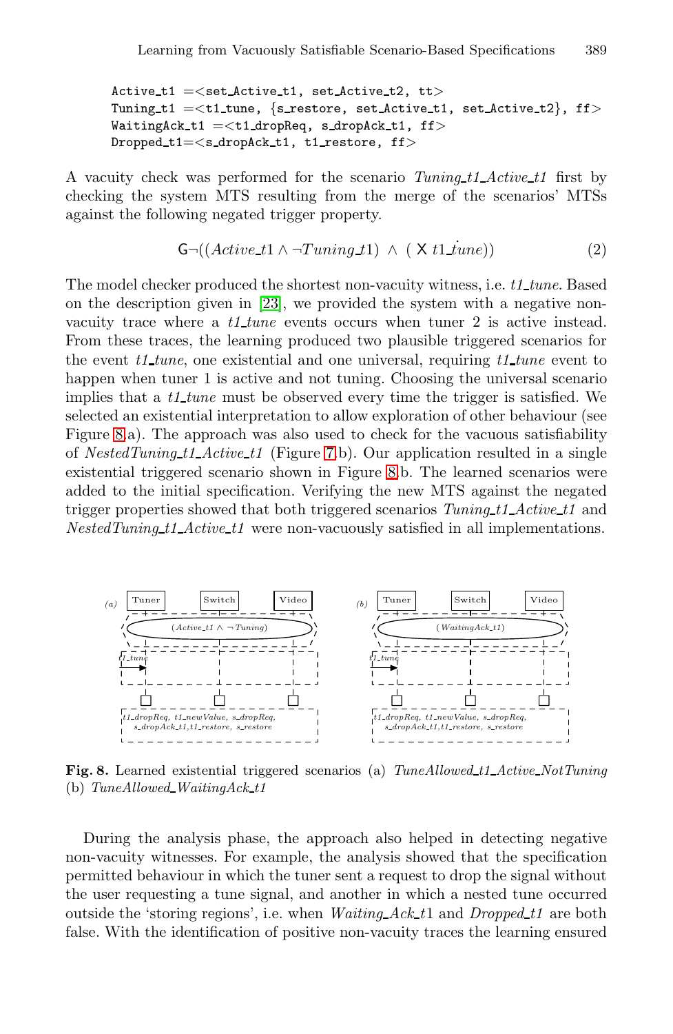```
Active_t1 =<set_Active_t1, set_Active_t2, tt>
Tuning_t1 =<t1_tune, {s_restore, set_Active_t1, set_Active_t2}, ff>
WaitingAck_t1 =<t1_dropReq, s_dropAck_t1, ff>
Dropped_t1=<s_dropAck_t1, t1_restore, ff>
```

A vacuity check was performed for the scenario *Tuning_t1_Active_t1* first by checking the system MTS resulting from the merge of the scenarios' MTSs against the following negated trigger property.

$$\mathsf{G}\neg((Active\_t1 \wedge \neg Tuning\_t1) \;\wedge\; (\;\mathsf{X}\; t1\_\dot{t}une)) \tag{2}$$

The model checker produced the shortest non-vacuity witness, i.e. *t1_tune*. Based on the description given in [23], we provided the system with a negative non-vacuity trace where a *t1_tune* events occurs when tuner 2 is active instead. From these traces, the learning produced two plausible triggered scenarios for the event *t1_tune*, one existential and one universal, requiring *t1_tune* event to happen when tuner 1 is active and not tuning. Choosing the universal scenario implies that a *t1_tune* must be observed every time the trigger is satisfied. We selected an existential interpretation to allow exploration of other behaviour (see Figure 8.a). The approach was also used to check for the vacuous satisfiability of *NestedTuning_t1_Active_t1* (Figure 7.b). Our application resulted in a single existential triggered scenario shown in Figure 8.b. The learned scenarios were added to the initial specification. Verifying the new MTS against the negated trigger properties showed that both triggered scenarios *Tuning_t1_Active_t1* and *NestedTuning_t1_Active_t1* were non-vacuously satisfied in all implementations.

**Fig. 8.** Learned existential triggered scenarios (a) *TuneAllowed_t1_Active_NotTuning* (b) *TuneAllowed_WaitingAck_t1*

During the analysis phase, the approach also helped in detecting negative non-vacuity witnesses. For example, the analysis showed that the specification permitted behaviour in which the tuner sent a request to drop the signal without the user requesting a tune signal, and another in which a nested tune occurred outside the 'storing regions', i.e. when *Waiting_Ack_t1* and *Dropped_t1* are both false. With the identification of positive non-vacuity traces the learning ensured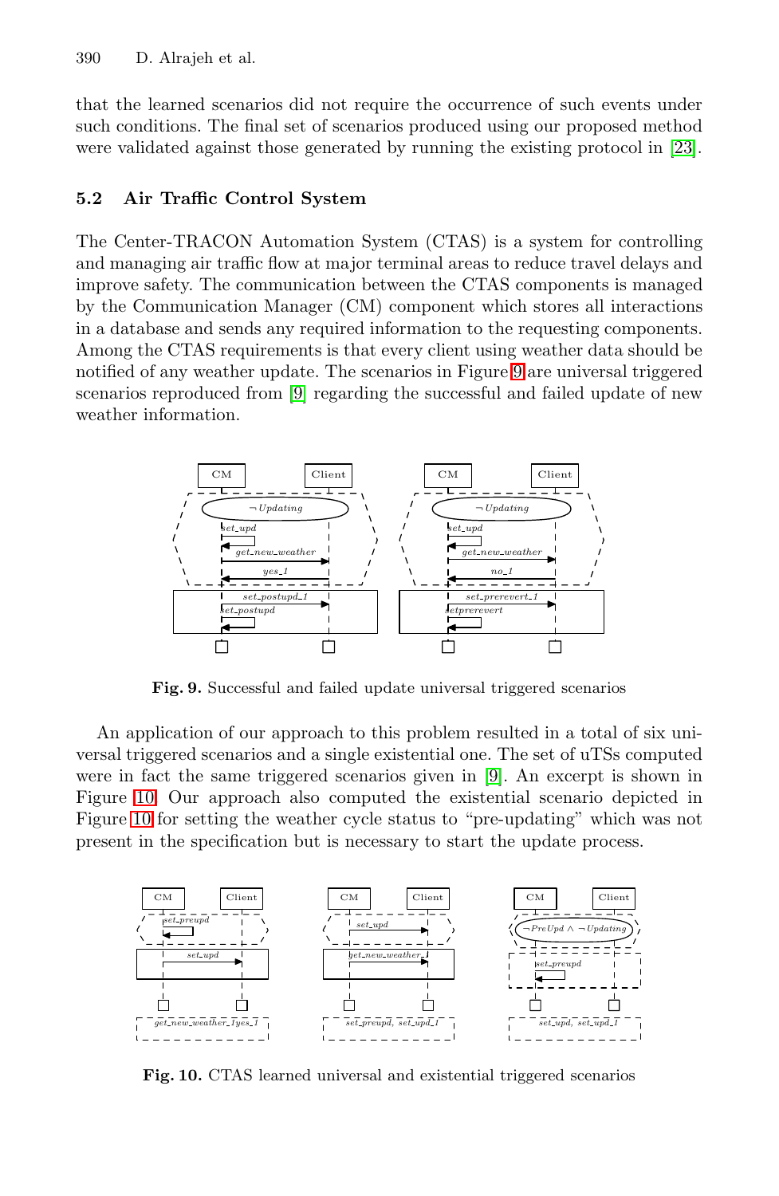that the learned scenarios did not require the occurrence of such events under such conditions. The final set of scenarios produced using our proposed method were validated against those generated by running the existing protocol in [23].

### 5.2 Air Traffic Control System

The Center-TRACON Automation System (CTAS) is a system for controlling and managing air traffic flow at major terminal areas to reduce travel delays and improve safety. The communication between the CTAS components is managed by the Communication Manager (CM) component which stores all interactions in a database and sends any required information to the requesting components. Among the CTAS requirements is that every client using weather data should be notified of any weather update. The scenarios in Figure 9 are universal triggered scenarios reproduced from [9] regarding the successful and failed update of new weather information.

**Fig. 9.** Successful and failed update universal triggered scenarios

An application of our approach to this problem resulted in a total of six universal triggered scenarios and a single existential one. The set of uTSs computed were in fact the same triggered scenarios given in [9]. An excerpt is shown in Figure 10. Our approach also computed the existential scenario depicted in Figure 10 for setting the weather cycle status to "pre-updating" which was not present in the specification but is necessary to start the update process.

**Fig. 10.** CTAS learned universal and existential triggered scenarios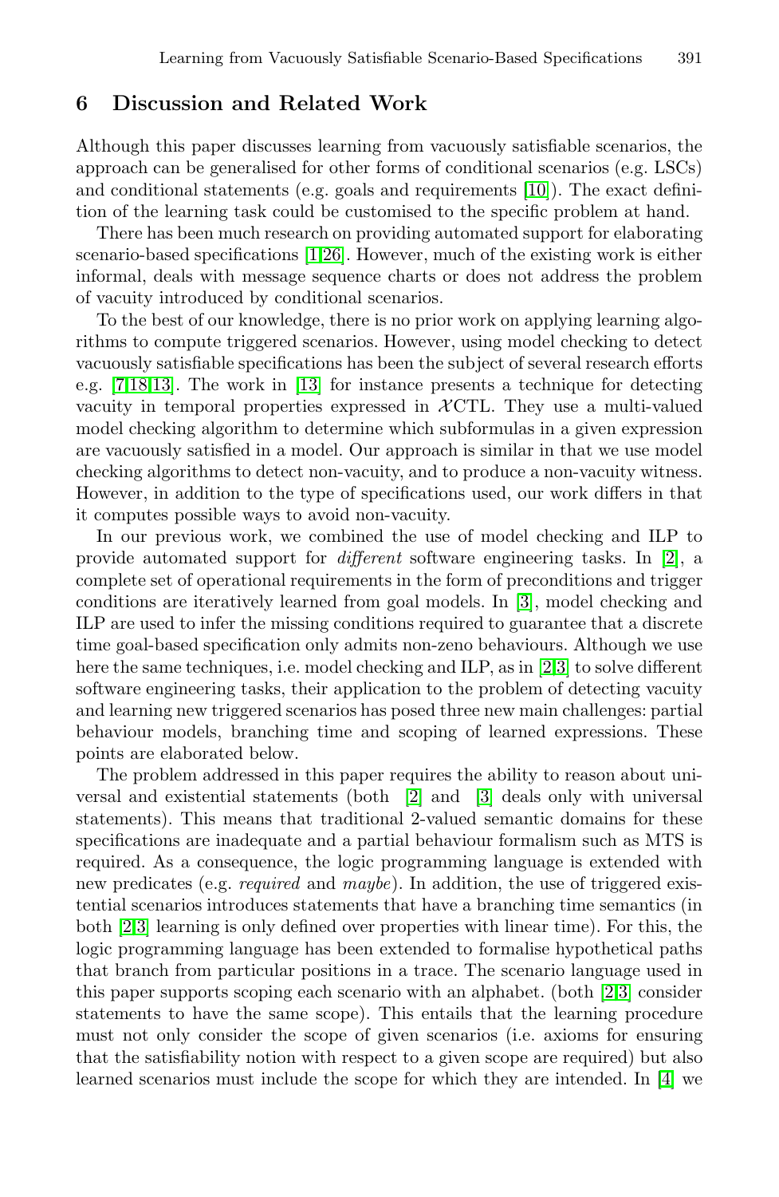## 6 Discussion and Related Work

Although this paper discusses learning from vacuously satisfiable scenarios, the approach can be generalised for other forms of conditional scenarios (e.g. LSCs) and conditional statements (e.g. goals and requirements [10]). The exact definition of the learning task could be customised to the specific problem at hand.

There has been much research on providing automated support for elaborating scenario-based specifications [1,26]. However, much of the existing work is either informal, deals with message sequence charts or does not address the problem of vacuity introduced by conditional scenarios.

To the best of our knowledge, there is no prior work on applying learning algorithms to compute triggered scenarios. However, using model checking to detect vacuously satisfiable specifications has been the subject of several research efforts e.g. [7,18,13]. The work in [13] for instance presents a technique for detecting vacuity in temporal properties expressed in $\mathcal{X}$CTL. They use a multi-valued model checking algorithm to determine which subformulas in a given expression are vacuously satisfied in a model. Our approach is similar in that we use model checking algorithms to detect non-vacuity, and to produce a non-vacuity witness. However, in addition to the type of specifications used, our work differs in that it computes possible ways to avoid non-vacuity.

In our previous work, we combined the use of model checking and ILP to provide automated support for *different* software engineering tasks. In [2], a complete set of operational requirements in the form of preconditions and trigger conditions are iteratively learned from goal models. In [3], model checking and ILP are used to infer the missing conditions required to guarantee that a discrete time goal-based specification only admits non-zeno behaviours. Although we use here the same techniques, i.e. model checking and ILP, as in [2,3] to solve different software engineering tasks, their application to the problem of detecting vacuity and learning new triggered scenarios has posed three new main challenges: partial behaviour models, branching time and scoping of learned expressions. These points are elaborated below.

The problem addressed in this paper requires the ability to reason about universal and existential statements (both [2] and [3] deals only with universal statements). This means that traditional 2-valued semantic domains for these specifications are inadequate and a partial behaviour formalism such as MTS is required. As a consequence, the logic programming language is extended with new predicates (e.g. *required* and *maybe*). In addition, the use of triggered existential scenarios introduces statements that have a branching time semantics (in both [2,3] learning is only defined over properties with linear time). For this, the logic programming language has been extended to formalise hypothetical paths that branch from particular positions in a trace. The scenario language used in this paper supports scoping each scenario with an alphabet. (both [2,3] consider statements to have the same scope). This entails that the learning procedure must not only consider the scope of given scenarios (i.e. axioms for ensuring that the satisfiability notion with respect to a given scope are required) but also learned scenarios must include the scope for which they are intended. In [4] we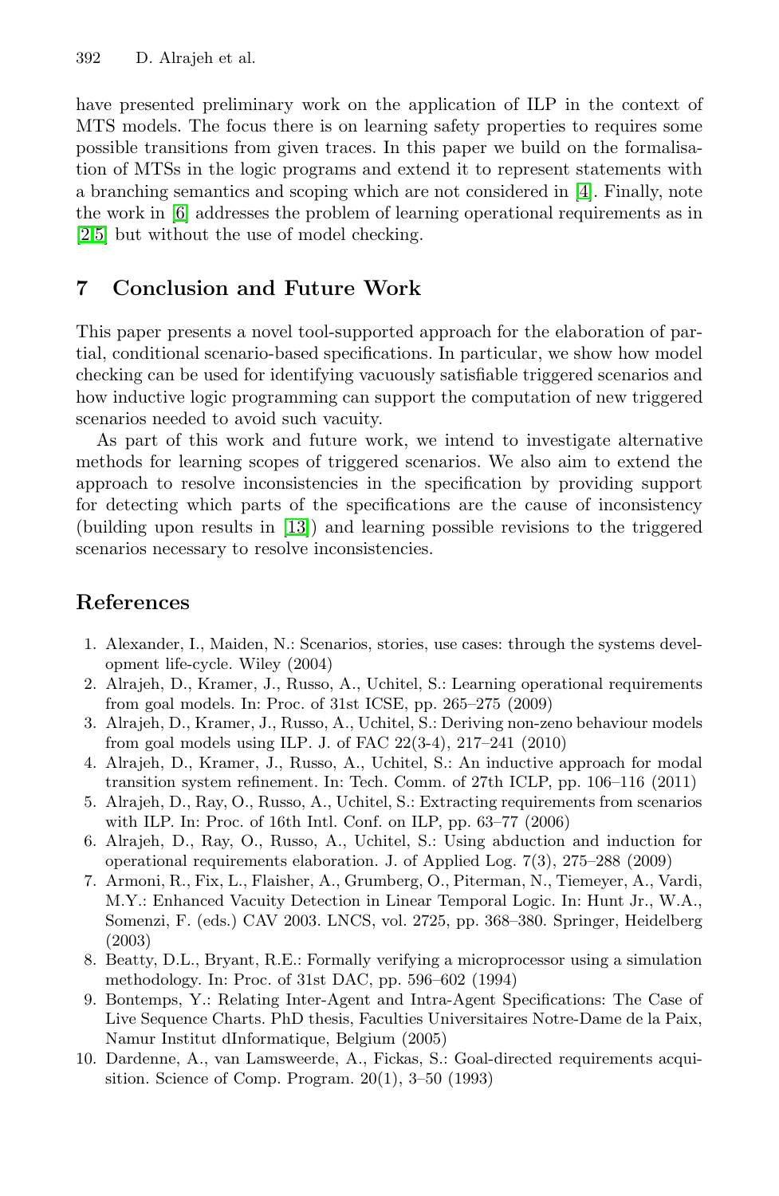have presented preliminary work on the application of ILP in the context of MTS models. The focus there is on learning safety properties to requires some possible transitions from given traces. In this paper we build on the formalisation of MTSs in the logic programs and extend it to represent statements with a branching semantics and scoping which are not considered in [4]. Finally, note the work in [6] addresses the problem of learning operational requirements as in [2,5] but without the use of model checking.

## 7 Conclusion and Future Work

This paper presents a novel tool-supported approach for the elaboration of partial, conditional scenario-based specifications. In particular, we show how model checking can be used for identifying vacuously satisfiable triggered scenarios and how inductive logic programming can support the computation of new triggered scenarios needed to avoid such vacuity.

As part of this work and future work, we intend to investigate alternative methods for learning scopes of triggered scenarios. We also aim to extend the approach to resolve inconsistencies in the specification by providing support for detecting which parts of the specifications are the cause of inconsistency (building upon results in [13]) and learning possible revisions to the triggered scenarios necessary to resolve inconsistencies.

## References

1. Alexander, I., Maiden, N.: Scenarios, stories, use cases: through the systems development life-cycle. Wiley (2004)
2. Alrajeh, D., Kramer, J., Russo, A., Uchitel, S.: Learning operational requirements from goal models. In: Proc. of 31st ICSE, pp. 265–275 (2009)
3. Alrajeh, D., Kramer, J., Russo, A., Uchitel, S.: Deriving non-zeno behaviour models from goal models using ILP. J. of FAC 22(3-4), 217–241 (2010)
4. Alrajeh, D., Kramer, J., Russo, A., Uchitel, S.: An inductive approach for modal transition system refinement. In: Tech. Comm. of 27th ICLP, pp. 106–116 (2011)
5. Alrajeh, D., Ray, O., Russo, A., Uchitel, S.: Extracting requirements from scenarios with ILP. In: Proc. of 16th Intl. Conf. on ILP, pp. 63–77 (2006)
6. Alrajeh, D., Ray, O., Russo, A., Uchitel, S.: Using abduction and induction for operational requirements elaboration. J. of Applied Log. 7(3), 275–288 (2009)
7. Armoni, R., Fix, L., Flaisher, A., Grumberg, O., Piterman, N., Tiemeyer, A., Vardi, M.Y.: Enhanced Vacuity Detection in Linear Temporal Logic. In: Hunt Jr., W.A., Somenzi, F. (eds.) CAV 2003. LNCS, vol. 2725, pp. 368–380. Springer, Heidelberg (2003)
8. Beatty, D.L., Bryant, R.E.: Formally verifying a microprocessor using a simulation methodology. In: Proc. of 31st DAC, pp. 596–602 (1994)
9. Bontemps, Y.: Relating Inter-Agent and Intra-Agent Specifications: The Case of Live Sequence Charts. PhD thesis, Faculties Universitaires Notre-Dame de la Paix, Namur Institut dInformatique, Belgium (2005)
10. Dardenne, A., van Lamsweerde, A., Fickas, S.: Goal-directed requirements acquisition. Science of Comp. Program. 20(1), 3–50 (1993)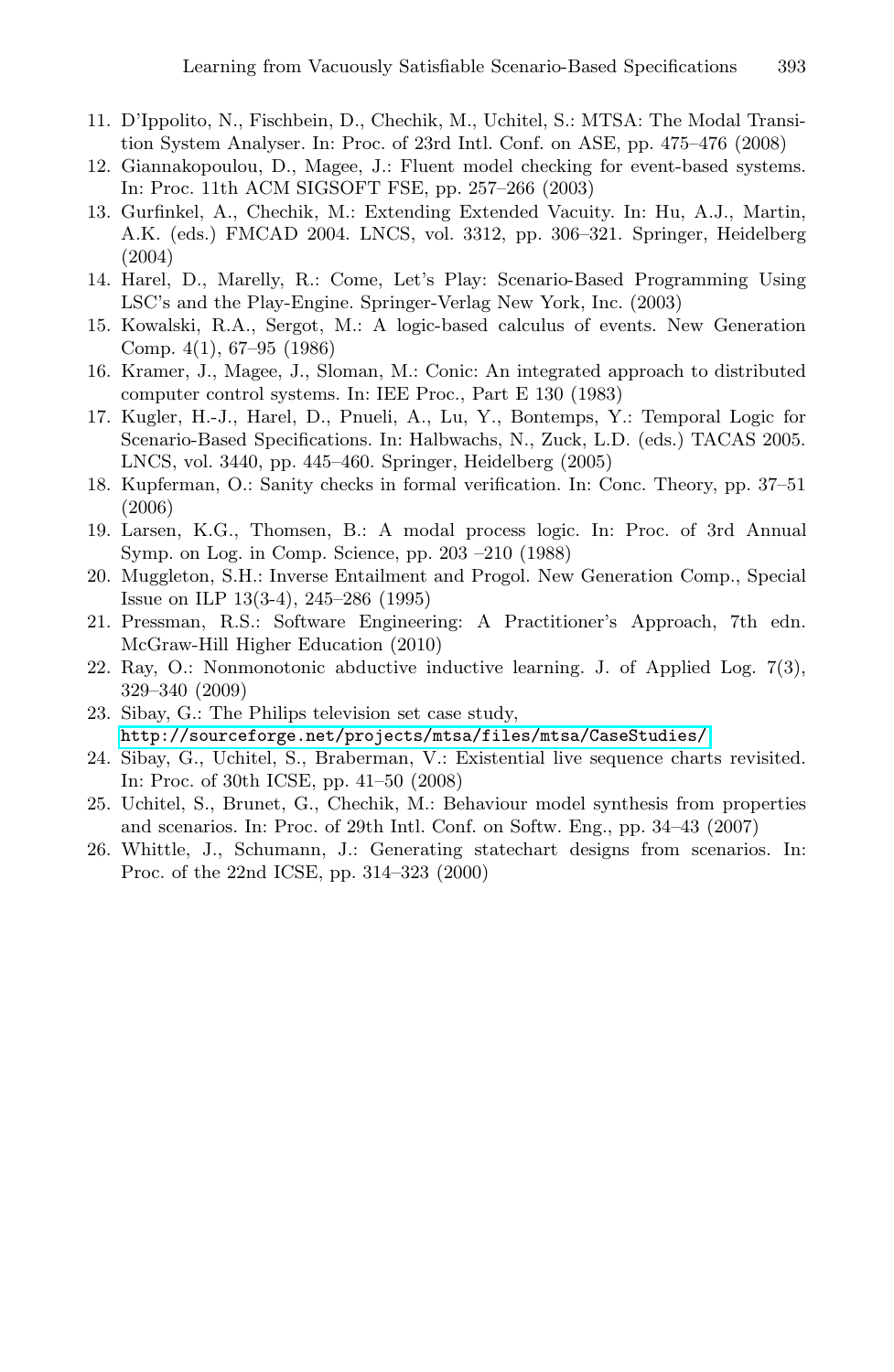11. D'Ippolito, N., Fischbein, D., Chechik, M., Uchitel, S.: MTSA: The Modal Transition System Analyser. In: Proc. of 23rd Intl. Conf. on ASE, pp. 475–476 (2008)
12. Giannakopoulou, D., Magee, J.: Fluent model checking for event-based systems. In: Proc. 11th ACM SIGSOFT FSE, pp. 257–266 (2003)
13. Gurfinkel, A., Chechik, M.: Extending Extended Vacuity. In: Hu, A.J., Martin, A.K. (eds.) FMCAD 2004. LNCS, vol. 3312, pp. 306–321. Springer, Heidelberg (2004)
14. Harel, D., Marelly, R.: Come, Let's Play: Scenario-Based Programming Using LSC's and the Play-Engine. Springer-Verlag New York, Inc. (2003)
15. Kowalski, R.A., Sergot, M.: A logic-based calculus of events. New Generation Comp. 4(1), 67–95 (1986)
16. Kramer, J., Magee, J., Sloman, M.: Conic: An integrated approach to distributed computer control systems. In: IEE Proc., Part E 130 (1983)
17. Kugler, H.-J., Harel, D., Pnueli, A., Lu, Y., Bontemps, Y.: Temporal Logic for Scenario-Based Specifications. In: Halbwachs, N., Zuck, L.D. (eds.) TACAS 2005. LNCS, vol. 3440, pp. 445–460. Springer, Heidelberg (2005)
18. Kupferman, O.: Sanity checks in formal verification. In: Conc. Theory, pp. 37–51 (2006)
19. Larsen, K.G., Thomsen, B.: A modal process logic. In: Proc. of 3rd Annual Symp. on Log. in Comp. Science, pp. 203 –210 (1988)
20. Muggleton, S.H.: Inverse Entailment and Progol. New Generation Comp., Special Issue on ILP 13(3-4), 245–286 (1995)
21. Pressman, R.S.: Software Engineering: A Practitioner's Approach, 7th edn. McGraw-Hill Higher Education (2010)
22. Ray, O.: Nonmonotonic abductive inductive learning. J. of Applied Log. 7(3), 329–340 (2009)
23. Sibay, G.: The Philips television set case study, http://sourceforge.net/projects/mtsa/files/mtsa/CaseStudies/
24. Sibay, G., Uchitel, S., Braberman, V.: Existential live sequence charts revisited. In: Proc. of 30th ICSE, pp. 41–50 (2008)
25. Uchitel, S., Brunet, G., Chechik, M.: Behaviour model synthesis from properties and scenarios. In: Proc. of 29th Intl. Conf. on Softw. Eng., pp. 34–43 (2007)
26. Whittle, J., Schumann, J.: Generating statechart designs from scenarios. In: Proc. of the 22nd ICSE, pp. 314–323 (2000)